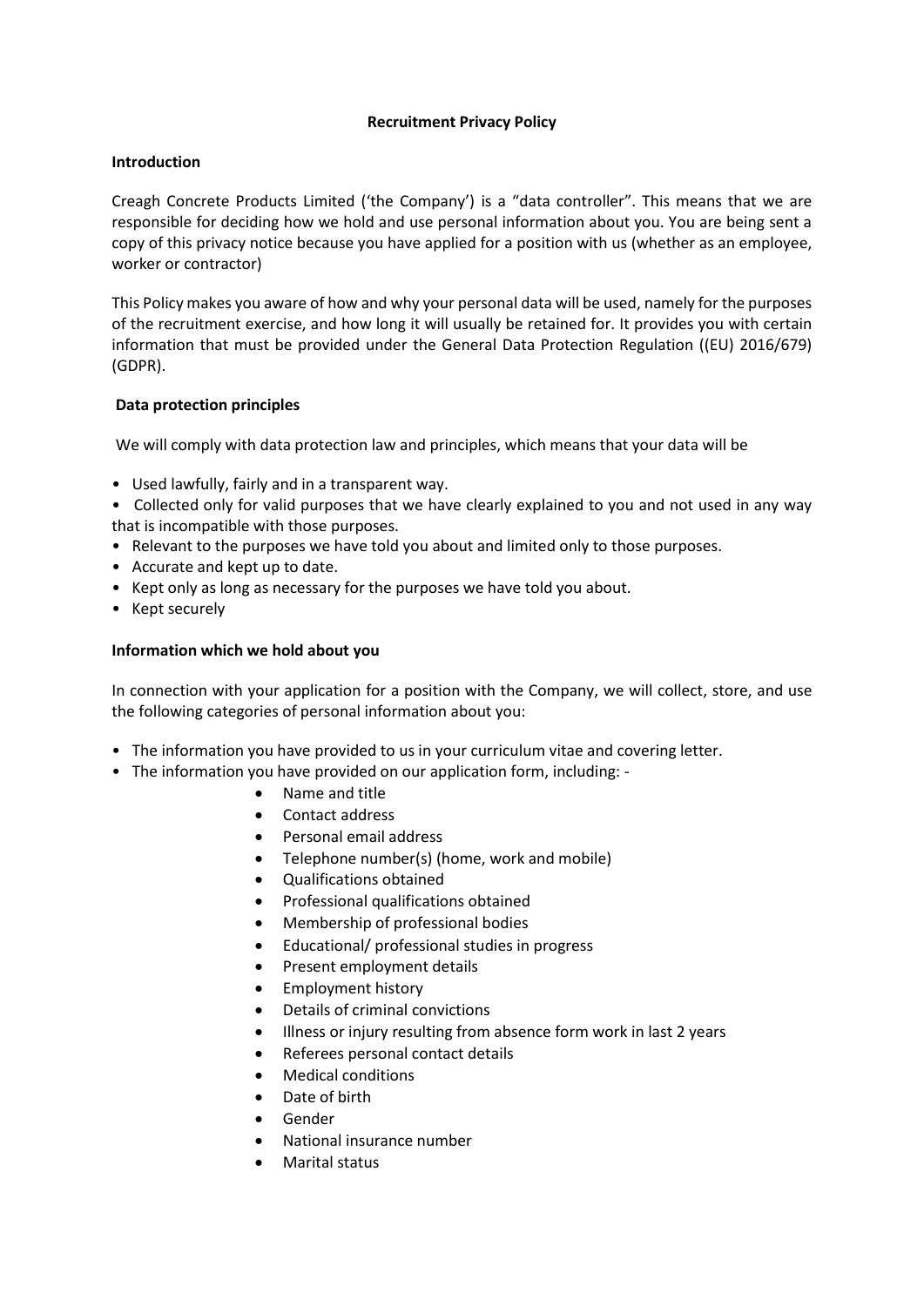**Recruitment Privacy Policy**

**Introduction**

Creagh Concrete Products Limited ('the Company') is a "data controller". This means that we are responsible for deciding how we hold and use personal information about you. You are being sent a copy of this privacy notice because you have applied for a position with us (whether as an employee, worker or contractor)

This Policy makes you aware of how and why your personal data will be used, namely for the purposes of the recruitment exercise, and how long it will usually be retained for. It provides you with certain information that must be provided under the General Data Protection Regulation ((EU) 2016/679) (GDPR).

**Data protection principles**

We will comply with data protection law and principles, which means that your data will be

- Used lawfully, fairly and in a transparent way.
- Collected only for valid purposes that we have clearly explained to you and not used in any way that is incompatible with those purposes.
- Relevant to the purposes we have told you about and limited only to those purposes.
- Accurate and kept up to date.
- Kept only as long as necessary for the purposes we have told you about.
- Kept securely

**Information which we hold about you**

In connection with your application for a position with the Company, we will collect, store, and use the following categories of personal information about you:

- The information you have provided to us in your curriculum vitae and covering letter.
- The information you have provided on our application form, including: -
    - Name and title
    - Contact address
    - Personal email address
    - Telephone number(s) (home, work and mobile)
    - Qualifications obtained
    - Professional qualifications obtained
    - Membership of professional bodies
    - Educational/ professional studies in progress
    - Present employment details
    - Employment history
    - Details of criminal convictions
    - Illness or injury resulting from absence form work in last 2 years
    - Referees personal contact details
    - Medical conditions
    - Date of birth
    - Gender
    - National insurance number
    - Marital status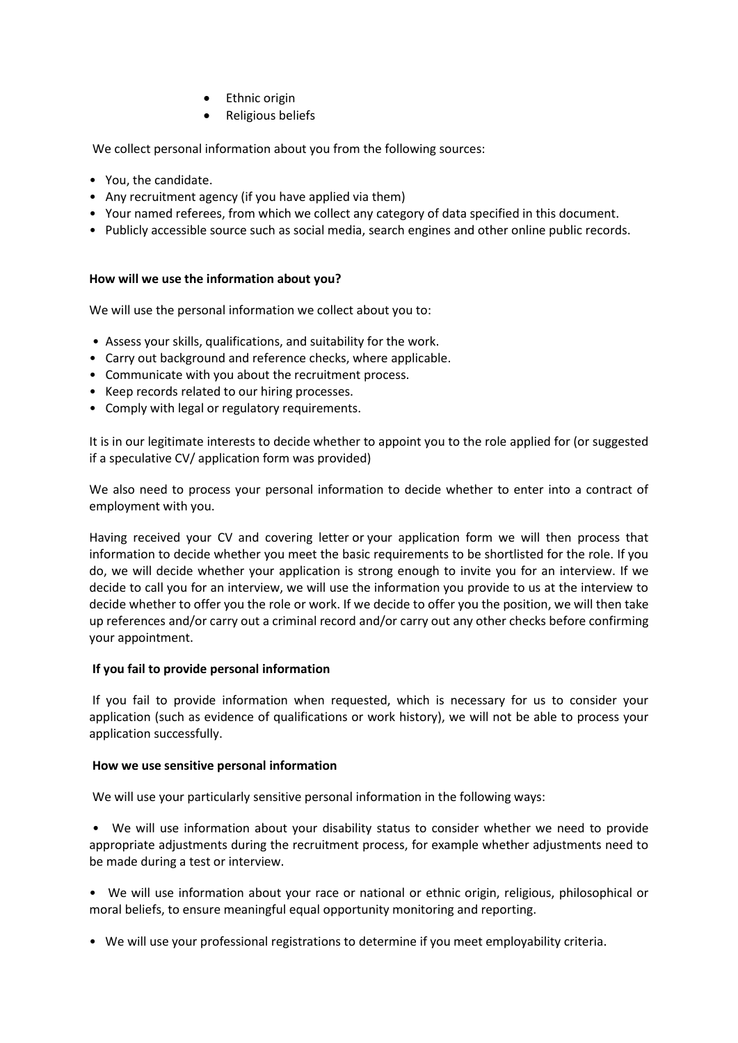- Ethnic origin
- Religious beliefs

We collect personal information about you from the following sources:

- You, the candidate.
- Any recruitment agency (if you have applied via them)
- Your named referees, from which we collect any category of data specified in this document.
- Publicly accessible source such as social media, search engines and other online public records.

**How will we use the information about you?**

We will use the personal information we collect about you to:

- Assess your skills, qualifications, and suitability for the work.
- Carry out background and reference checks, where applicable.
- Communicate with you about the recruitment process.
- Keep records related to our hiring processes.
- Comply with legal or regulatory requirements.

It is in our legitimate interests to decide whether to appoint you to the role applied for (or suggested if a speculative CV/ application form was provided)

We also need to process your personal information to decide whether to enter into a contract of employment with you.

Having received your CV and covering letter or your application form we will then process that information to decide whether you meet the basic requirements to be shortlisted for the role. If you do, we will decide whether your application is strong enough to invite you for an interview. If we decide to call you for an interview, we will use the information you provide to us at the interview to decide whether to offer you the role or work. If we decide to offer you the position, we will then take up references and/or carry out a criminal record and/or carry out any other checks before confirming your appointment.

**If you fail to provide personal information**

If you fail to provide information when requested, which is necessary for us to consider your application (such as evidence of qualifications or work history), we will not be able to process your application successfully.

**How we use sensitive personal information**

We will use your particularly sensitive personal information in the following ways:

- We will use information about your disability status to consider whether we need to provide appropriate adjustments during the recruitment process, for example whether adjustments need to be made during a test or interview.

- We will use information about your race or national or ethnic origin, religious, philosophical or moral beliefs, to ensure meaningful equal opportunity monitoring and reporting.

- We will use your professional registrations to determine if you meet employability criteria.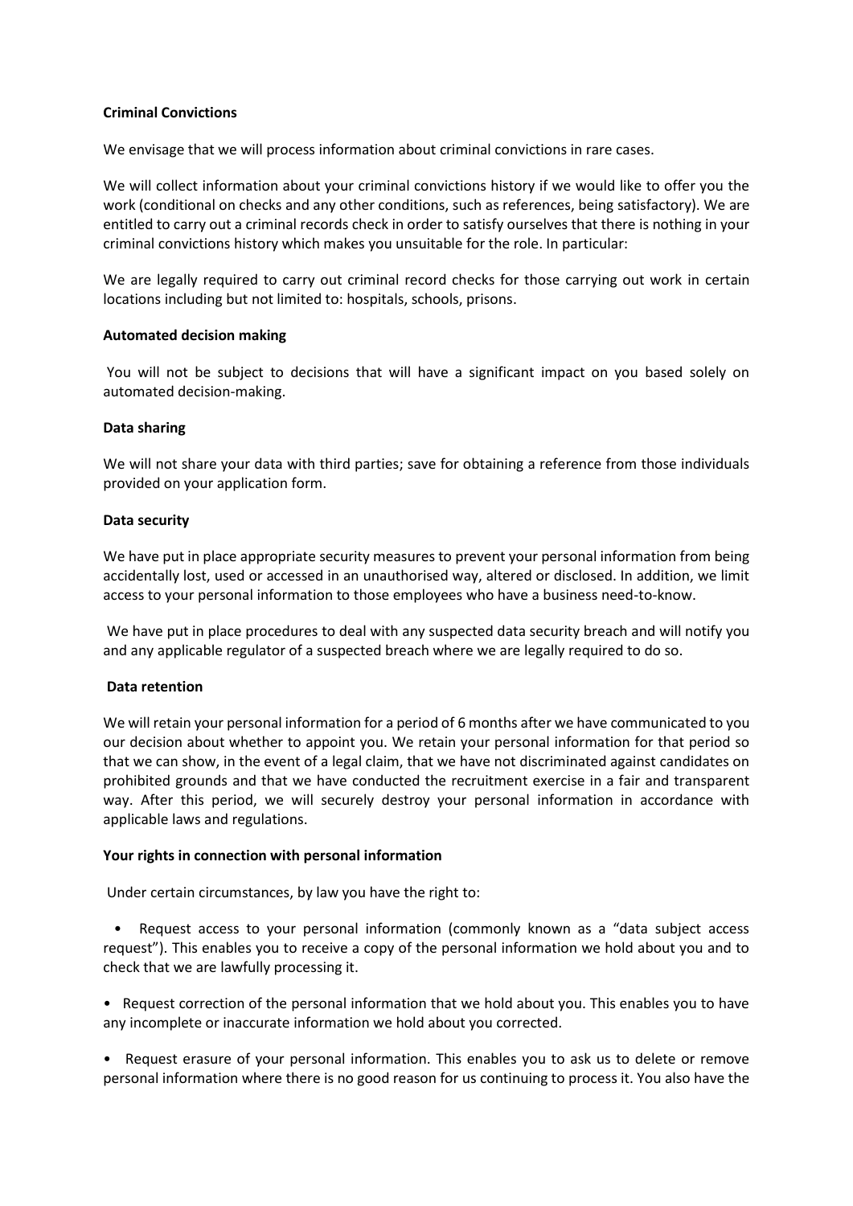**Criminal Convictions**

We envisage that we will process information about criminal convictions in rare cases.

We will collect information about your criminal convictions history if we would like to offer you the work (conditional on checks and any other conditions, such as references, being satisfactory). We are entitled to carry out a criminal records check in order to satisfy ourselves that there is nothing in your criminal convictions history which makes you unsuitable for the role. In particular:

We are legally required to carry out criminal record checks for those carrying out work in certain locations including but not limited to: hospitals, schools, prisons.

**Automated decision making**

You will not be subject to decisions that will have a significant impact on you based solely on automated decision-making.

**Data sharing**

We will not share your data with third parties; save for obtaining a reference from those individuals provided on your application form.

**Data security**

We have put in place appropriate security measures to prevent your personal information from being accidentally lost, used or accessed in an unauthorised way, altered or disclosed. In addition, we limit access to your personal information to those employees who have a business need-to-know.

We have put in place procedures to deal with any suspected data security breach and will notify you and any applicable regulator of a suspected breach where we are legally required to do so.

**Data retention**

We will retain your personal information for a period of 6 months after we have communicated to you our decision about whether to appoint you. We retain your personal information for that period so that we can show, in the event of a legal claim, that we have not discriminated against candidates on prohibited grounds and that we have conducted the recruitment exercise in a fair and transparent way. After this period, we will securely destroy your personal information in accordance with applicable laws and regulations.

**Your rights in connection with personal information**

Under certain circumstances, by law you have the right to:

- Request access to your personal information (commonly known as a "data subject access request"). This enables you to receive a copy of the personal information we hold about you and to check that we are lawfully processing it.
- Request correction of the personal information that we hold about you. This enables you to have any incomplete or inaccurate information we hold about you corrected.
- Request erasure of your personal information. This enables you to ask us to delete or remove personal information where there is no good reason for us continuing to process it. You also have the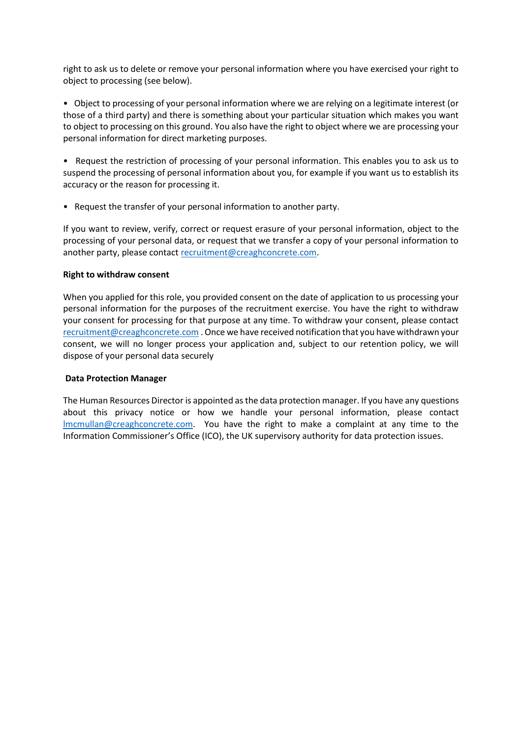right to ask us to delete or remove your personal information where you have exercised your right to object to processing (see below).

- Object to processing of your personal information where we are relying on a legitimate interest (or those of a third party) and there is something about your particular situation which makes you want to object to processing on this ground. You also have the right to object where we are processing your personal information for direct marketing purposes.

- Request the restriction of processing of your personal information. This enables you to ask us to suspend the processing of personal information about you, for example if you want us to establish its accuracy or the reason for processing it.

- Request the transfer of your personal information to another party.

If you want to review, verify, correct or request erasure of your personal information, object to the processing of your personal data, or request that we transfer a copy of your personal information to another party, please contact recruitment@creaghconcrete.com.

**Right to withdraw consent**

When you applied for this role, you provided consent on the date of application to us processing your personal information for the purposes of the recruitment exercise. You have the right to withdraw your consent for processing for that purpose at any time. To withdraw your consent, please contact recruitment@creaghconcrete.com . Once we have received notification that you have withdrawn your consent, we will no longer process your application and, subject to our retention policy, we will dispose of your personal data securely

**Data Protection Manager**

The Human Resources Director is appointed as the data protection manager. If you have any questions about this privacy notice or how we handle your personal information, please contact lmcmullan@creaghconcrete.com. You have the right to make a complaint at any time to the Information Commissioner's Office (ICO), the UK supervisory authority for data protection issues.